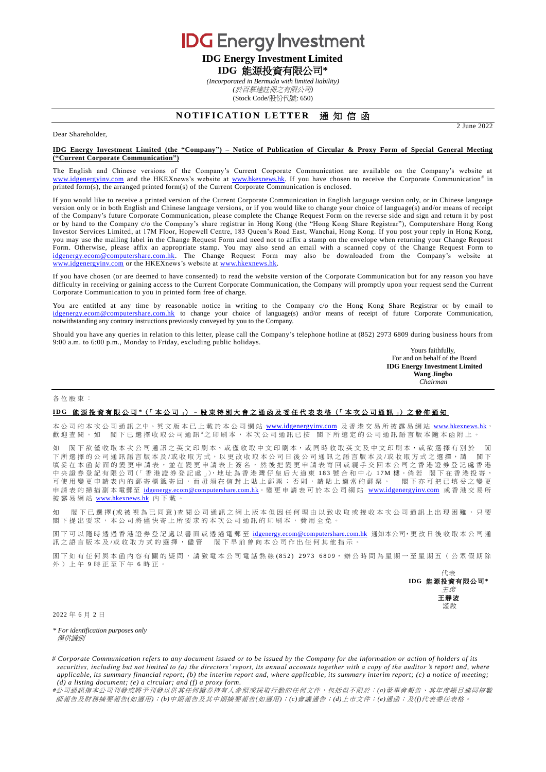# IDG Energy Investment

**IDG Energy Investment Limited**

**IDG 能源投資有限公司\***

*(Incorporated in Bermuda with limited liability)*

*(於百慕達註冊之有限公司)*

(Stock Code/股份代號: 650)

## NOTIFICATION LETTER 通知信函

2 June 2022

Dear Shareholder,

**IDG Energy Investment Limited (the "Company") – Notice of Publication of Circular & Proxy Form of Special General Meeting ("Current Corporate Communication")**

The English and Chinese versions of the Company's Current Corporate Communication are available on the Company's website at www.idgenergyinv.com and the HKEXnews's website at www.hkexnews.hk. If you have chosen to receive the Corporate Communication# in printed form(s), the arranged printed form(s) of the Current Corporate Communication is enclosed.

If you would like to receive a printed version of the Current Corporate Communication in English language version only, or in Chinese language version only or in both English and Chinese language versions, or if you would like to change your choice of language(s) and/or means of receipt of the Company's future Corporate Communication, please complete the Change Request Form on the reverse side and sign and return it by post or by hand to the Company c/o the Company's share registrar in Hong Kong (the "Hong Kong Share Registrar"), Computershare Hong Kong Investor Services Limited, at 17M Floor, Hopewell Centre, 183 Queen's Road East, Wanchai, Hong Kong. If you post your reply in Hong Kong, you may use the mailing label in the Change Request Form and need not to affix a stamp on the envelope when returning your Change Request Form. Otherwise, please affix an appropriate stamp. You may also send an email with a scanned copy of the Change Request Form to idgenergy.ecom@computershare.com.hk. The Change Request Form may also be downloaded from the Company's website at www.idgenergyinv.com or the HKEXnews's website at www.hkexnews.hk.

If you have chosen (or are deemed to have consented) to read the website version of the Corporate Communication but for any reason you have difficulty in receiving or gaining access to the Current Corporate Communication, the Company will promptly upon your request send the Current Corporate Communication to you in printed form free of charge.

You are entitled at any time by reasonable notice in writing to the Company c/o the Hong Kong Share Registrar or by email to idgenergy.ecom@computershare.com.hk to change your choice of language(s) and/or means of receipt of future Corporate Communication, notwithstanding any contrary instructions previously conveyed by you to the Company.

Should you have any queries in relation to this letter, please call the Company's telephone hotline at (852) 2973 6809 during business hours from 9:00 a.m. to 6:00 p.m., Monday to Friday, excluding public holidays.

Yours faithfully,
For and on behalf of the Board
**IDG Energy Investment Limited**
**Wang Jingbo**
*Chairman*

---

各位股東：

**IDG 能源投資有限公司\*（「本公司」）－股東特別大會之通函及委任代表表格（「本次公司通訊」）之發佈通知**

本公司的本次公司通訊之中、英文版本已上載於本公司網站 www.idgenergyinv.com 及香港交易所披露易網站 www.hkexnews.hk，歡迎查閱。如　閣下已選擇收取公司通訊#之印刷本，本次公司通訊已按　閣下所選定的公司通訊語言版本隨本函附上。

如　閣下欲僅收取本次公司通訊之英文印刷本、或僅收取中文印刷本，或同時收取英文及中文印刷本，或欲選擇有別於　閣下所選擇的公司通訊語言版本及/或收取方式，以更改收取本公司日後公司通訊之語言版本及/或收取方式之選擇，請　閣下填妥在本函背面的變更申請表，並在變更申請表上簽名，然後把變更申請表寄回或親手交回本公司之香港證券登記處香港中央證券登記有限公司（「香港證券登記處」），地址為香港灣仔皇后大道東183號合和中心17M樓。倘若　閣下在香港投寄，可使用變更申請表內的郵寄標籤寄回，而毋須在信封上貼上郵票；否則，請貼上適當的郵票。　閣下亦可把已填妥之變更申請表的掃描副本電郵至 idgenergy.ecom@computershare.com.hk。變更申請表可於本公司網站 www.idgenergyinv.com 或香港交易所披露易網站 www.hkexnews.hk 內下載。

如　閣下已選擇(或被視為已同意)查閱公司通訊之網上版本但因任何理由以致收取或接收本次公司通訊上出現困難，只要閣下提出要求，本公司將儘快寄上所要求的本次公司通訊的印刷本，費用全免。

閣下可以隨時透過香港證券登記處以書面或透過電郵至 idgenergy.ecom@computershare.com.hk 通知本公司，更改日後收取本公司通訊之語言版本及/或收取方式的選擇，儘管　閣下早前曾向本公司作出任何其他指示。

閣下如有任何與本函內容有關的疑問，請致電本公司電話熱線(852) 2973 6809，辦公時間為星期一至星期五（公眾假期除外）上午9時正至下午6時正。

代表
**IDG 能源投資有限公司\***
*主席*
**王靜波**
謹啟

2022年6月2日

*\* For identification purposes only*
*僅供識別*

*# Corporate Communication refers to any document issued or to be issued by the Company for the information or action of holders of its securities, including but not limited to (a) the directors' report, its annual accounts together with a copy of the auditor's report and, where applicable, its summary financial report; (b) the interim report and, where applicable, its summary interim report; (c) a notice of meeting; (d) a listing document; (e) a circular; and (f) a proxy form.*

*#公司通訊指本公司刊發或將予刊發以供其任何證券持有人參照或採取行動的任何文件，包括但不限於：(a)董事會報告、其年度帳目連同核數師報告及財務摘要報告(如適用)；(b)中期報告及其中期摘要報告(如適用)；(c)會議通告；(d)上市文件；(e)通函；及(f)代表委任表格。*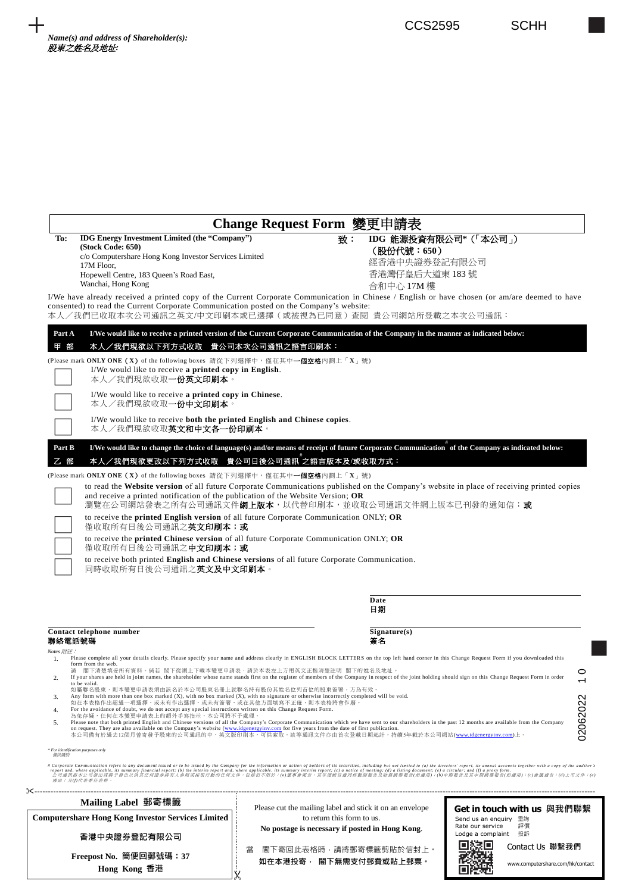CCS2595 SCHH

*Name(s) and address of Shareholder(s):*
*股東之姓名及地址:*

# Change Request Form 變更申請表

**To: IDG Energy Investment Limited (the "Company")**
**(Stock Code: 650)**
c/o Computershare Hong Kong Investor Services Limited
17M Floor,
Hopewell Centre, 183 Queen's Road East,
Wanchai, Hong Kong

**致： IDG 能源投資有限公司***（「本公司」）**
**（股份代號：650）**
經香港中央證券登記有限公司
香港灣仔皇后大道東 183 號
合和中心 17M 樓

I/We have already received a printed copy of the Current Corporate Communication in Chinese / English or have chosen (or am/are deemed to have consented) to read the Current Corporate Communication posted on the Company's website:
本人／我們已收取本次公司通訊之英文/中文印刷本或已選擇（或被視為已同意）查閱 貴公司網站所登載之本次公司通訊：

**Part A I/We would like to receive a printed version of the Current Corporate Communication of the Company in the manner as indicated below:**
**甲 部 本人／我們現欲以下列方式收取 貴公司本次公司通訊之語言印刷本：**

(Please mark **ONLY ONE** (**X**) of the following boxes 請從下列選擇中，僅在其中**一個空格**內劃上「**X**」號)

☐ I/We would like to receive **a printed copy in English**.
本人／我們現欲收取**一份英文印刷本**。

☐ I/We would like to receive **a printed copy in Chinese**.
本人／我們現欲收取**一份中文印刷本**。

☐ I/We would like to receive **both the printed English and Chinese copies**.
本人／我們現欲收取**英文和中文各一份印刷本**。

**Part B I/We would like to change the choice of language(s) and/or means of receipt of future Corporate Communication# of the Company as indicated below:**
**乙 部 本人／我們現欲更改以下列方式收取 貴公司日後公司通訊#之語言版本及/或收取方式：**

(Please mark **ONLY ONE** (**X**) of the following boxes 請從下列選擇中，僅在其中**一個空格**內劃上「**X**」號)

☐ to read the **Website version** of all future Corporate Communications published on the Company's website in place of receiving printed copies and receive a printed notification of the publication of the Website Version; **OR**
瀏覽在公司網站發表之所有公司通訊文件**網上版本**，以代替印刷本，並收取公司通訊文件網上版本已刊發的通知信；**或**

☐ to receive the **printed English version** of all future Corporate Communication ONLY; **OR**
僅收取所有日後公司通訊之**英文印刷本；或**

☐ to receive the **printed Chinese version** of all future Corporate Communication ONLY; **OR**
僅收取所有日後公司通訊之**中文印刷本；或**

☐ to receive both printed **English and Chinese versions** of all future Corporate Communication.
同時收取所有日後公司通訊之**英文及中文印刷本**。

**Date**
**日期**

**Contact telephone number**
**聯絡電話號碼**

**Signature(s)**
**簽名**

*Notes 附註：*

1. Please complete all your details clearly. Please specify your name and address clearly in ENGLISH BLOCK LETTERS on the top left hand corner in this Change Request Form if you downloaded this form from the web.
請 閣下清楚填妥所有資料。倘若 閣下從網上下載本變更申請表，請於本表左上方用英文正楷清楚註明 閣下的姓名及地址。
2. If your shares are held in joint names, the shareholder whose name stands first on the register of members of the Company in respect of the joint holding should sign on this Change Request Form in order to be valid.
如屬聯名股東，則本變更申請表須由該名於本公司股東名冊上就聯名持有股份其姓名位列首位的股東簽署，方為有效。
3. Any form with more than one box marked (X), with no box marked (X), with no signature or otherwise incorrectly completed will be void.
如在本表格作出超過一項選擇、或未有作出選擇、或未有簽署、或在其他方面填寫不正確，則本表格將會作廢。
4. For the avoidance of doubt, we do not accept any special instructions written on this Change Request Form.
為免存疑，任何在本變更申請表上的額外手寫指示，本公司將不予處理。
5. Please note that both printed English and Chinese versions of all the Company's Corporate Communication which we have sent to our shareholders in the past 12 months are available from the Company on request. They are also available on the Company's website (www.idgenergyinv.com) for five years from the date of first publication.
本公司備有於過去12個月曾寄發予股東的公司通訊的中、英文版印刷本，可供索取。該等通訊文件亦由首次登載日期起計，持續5年載於本公司網站(www.idgenergyinv.com)上。

\* For identification purposes only
僅供識別

\# Corporate Communication refers to any document issued or to be issued by the Company for the information or action of holders of its securities, including but not limited to (a) the directors' report, its annual accounts together with a copy of the auditor's report and, where applicable, its summary financial report; (b) the interim report and, where applicable, its summary interim report; (c) a notice of meeting; (d) a listing document; (e) a circular; and (f) a proxy form.
公司通訊指本公司發出或將予發出以供其任何證券持有人參照或採取行動的任何文件，包括但不限於：(a)董事會報告、其年度賬目連同核數師報告及財務摘要報告(如適用)；(b)中期報告及其中期摘要報告(如適用)；(c)會議通告；(d)上市文件；(e)通函；及(f)代表委任表格。

02062022 10

---

**Mailing Label 郵寄標籤**

**Computershare Hong Kong Investor Services Limited**

**香港中央證券登記有限公司**

**Freepost No. 簡便回郵號碼：37**

**Hong Kong 香港**

Please cut the mailing label and stick it on an envelope to return this form to us.
**No postage is necessary if posted in Hong Kong.**

當 閣下寄回此表格時，請將郵寄標籤剪貼於信封上。
**如在本港投寄， 閣下無需支付郵費或貼上郵票。**

**Get in touch with us 與我們聯繫**
Send us an enquiry 查詢
Rate our service 評價
Lodge a complaint 投訴
Contact Us 聯繫我們
www.computershare.com/hk/contact